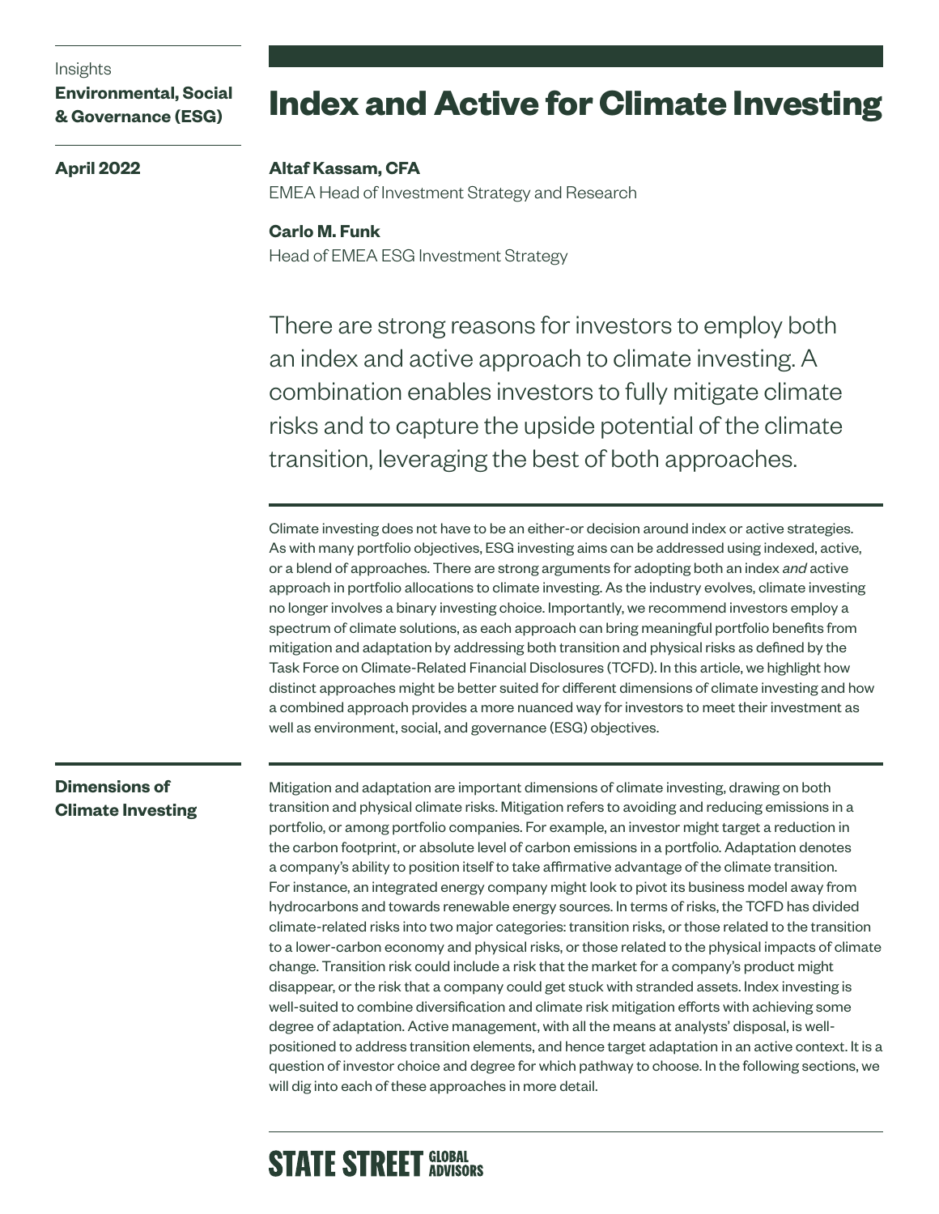Insights
**Environmental, Social & Governance (ESG)**

**April 2022**

# Index and Active for Climate Investing

**Altaf Kassam, CFA**
EMEA Head of Investment Strategy and Research

**Carlo M. Funk**
Head of EMEA ESG Investment Strategy

There are strong reasons for investors to employ both an index and active approach to climate investing. A combination enables investors to fully mitigate climate risks and to capture the upside potential of the climate transition, leveraging the best of both approaches.

Climate investing does not have to be an either-or decision around index or active strategies. As with many portfolio objectives, ESG investing aims can be addressed using indexed, active, or a blend of approaches. There are strong arguments for adopting both an index *and* active approach in portfolio allocations to climate investing. As the industry evolves, climate investing no longer involves a binary investing choice. Importantly, we recommend investors employ a spectrum of climate solutions, as each approach can bring meaningful portfolio benefits from mitigation and adaptation by addressing both transition and physical risks as defined by the Task Force on Climate-Related Financial Disclosures (TCFD). In this article, we highlight how distinct approaches might be better suited for different dimensions of climate investing and how a combined approach provides a more nuanced way for investors to meet their investment as well as environment, social, and governance (ESG) objectives.

## Dimensions of Climate Investing

Mitigation and adaptation are important dimensions of climate investing, drawing on both transition and physical climate risks. Mitigation refers to avoiding and reducing emissions in a portfolio, or among portfolio companies. For example, an investor might target a reduction in the carbon footprint, or absolute level of carbon emissions in a portfolio. Adaptation denotes a company's ability to position itself to take affirmative advantage of the climate transition. For instance, an integrated energy company might look to pivot its business model away from hydrocarbons and towards renewable energy sources. In terms of risks, the TCFD has divided climate-related risks into two major categories: transition risks, or those related to the transition to a lower-carbon economy and physical risks, or those related to the physical impacts of climate change. Transition risk could include a risk that the market for a company's product might disappear, or the risk that a company could get stuck with stranded assets. Index investing is well-suited to combine diversification and climate risk mitigation efforts with achieving some degree of adaptation. Active management, with all the means at analysts' disposal, is well-positioned to address transition elements, and hence target adaptation in an active context. It is a question of investor choice and degree for which pathway to choose. In the following sections, we will dig into each of these approaches in more detail.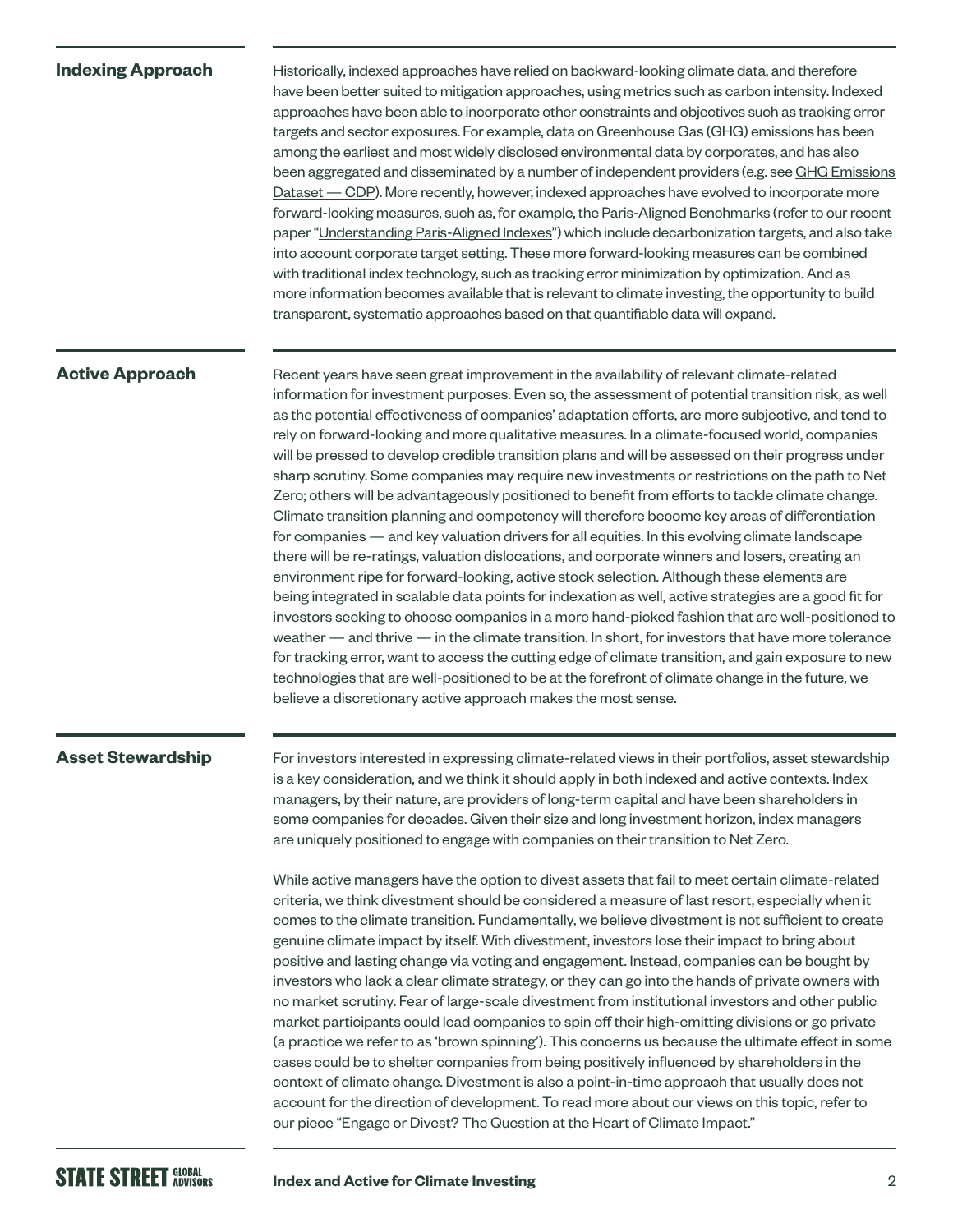## Indexing Approach

Historically, indexed approaches have relied on backward-looking climate data, and therefore have been better suited to mitigation approaches, using metrics such as carbon intensity. Indexed approaches have been able to incorporate other constraints and objectives such as tracking error targets and sector exposures. For example, data on Greenhouse Gas (GHG) emissions has been among the earliest and most widely disclosed environmental data by corporates, and has also been aggregated and disseminated by a number of independent providers (e.g. see GHG Emissions Dataset — CDP). More recently, however, indexed approaches have evolved to incorporate more forward-looking measures, such as, for example, the Paris-Aligned Benchmarks (refer to our recent paper "Understanding Paris-Aligned Indexes") which include decarbonization targets, and also take into account corporate target setting. These more forward-looking measures can be combined with traditional index technology, such as tracking error minimization by optimization. And as more information becomes available that is relevant to climate investing, the opportunity to build transparent, systematic approaches based on that quantifiable data will expand.

## Active Approach

Recent years have seen great improvement in the availability of relevant climate-related information for investment purposes. Even so, the assessment of potential transition risk, as well as the potential effectiveness of companies' adaptation efforts, are more subjective, and tend to rely on forward-looking and more qualitative measures. In a climate-focused world, companies will be pressed to develop credible transition plans and will be assessed on their progress under sharp scrutiny. Some companies may require new investments or restrictions on the path to Net Zero; others will be advantageously positioned to benefit from efforts to tackle climate change. Climate transition planning and competency will therefore become key areas of differentiation for companies — and key valuation drivers for all equities. In this evolving climate landscape there will be re-ratings, valuation dislocations, and corporate winners and losers, creating an environment ripe for forward-looking, active stock selection. Although these elements are being integrated in scalable data points for indexation as well, active strategies are a good fit for investors seeking to choose companies in a more hand-picked fashion that are well-positioned to weather — and thrive — in the climate transition. In short, for investors that have more tolerance for tracking error, want to access the cutting edge of climate transition, and gain exposure to new technologies that are well-positioned to be at the forefront of climate change in the future, we believe a discretionary active approach makes the most sense.

## Asset Stewardship

For investors interested in expressing climate-related views in their portfolios, asset stewardship is a key consideration, and we think it should apply in both indexed and active contexts. Index managers, by their nature, are providers of long-term capital and have been shareholders in some companies for decades. Given their size and long investment horizon, index managers are uniquely positioned to engage with companies on their transition to Net Zero.

While active managers have the option to divest assets that fail to meet certain climate-related criteria, we think divestment should be considered a measure of last resort, especially when it comes to the climate transition. Fundamentally, we believe divestment is not sufficient to create genuine climate impact by itself. With divestment, investors lose their impact to bring about positive and lasting change via voting and engagement. Instead, companies can be bought by investors who lack a clear climate strategy, or they can go into the hands of private owners with no market scrutiny. Fear of large-scale divestment from institutional investors and other public market participants could lead companies to spin off their high-emitting divisions or go private (a practice we refer to as 'brown spinning'). This concerns us because the ultimate effect in some cases could be to shelter companies from being positively influenced by shareholders in the context of climate change. Divestment is also a point-in-time approach that usually does not account for the direction of development. To read more about our views on this topic, refer to our piece "Engage or Divest? The Question at the Heart of Climate Impact."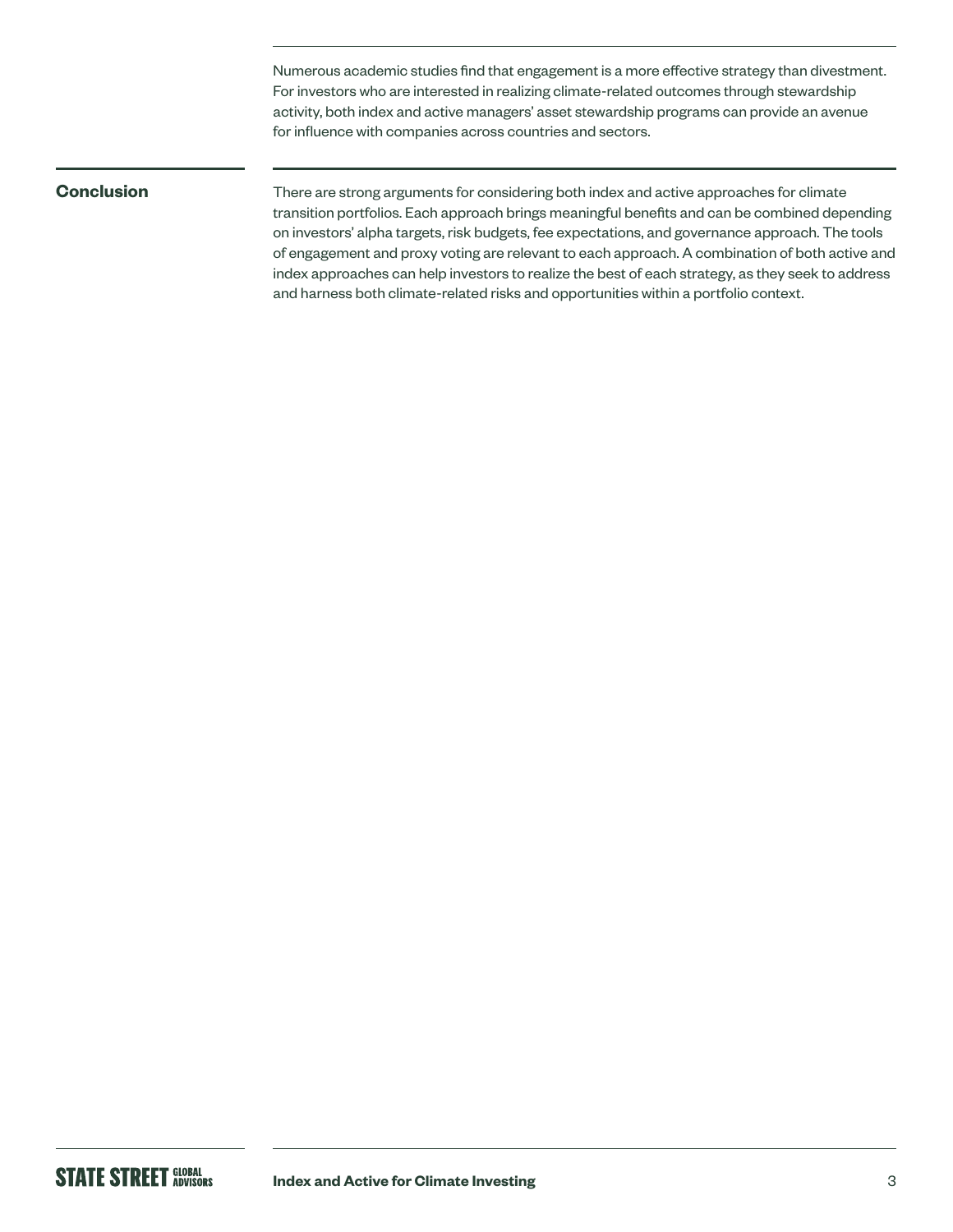Numerous academic studies find that engagement is a more effective strategy than divestment. For investors who are interested in realizing climate-related outcomes through stewardship activity, both index and active managers' asset stewardship programs can provide an avenue for influence with companies across countries and sectors.

## Conclusion

There are strong arguments for considering both index and active approaches for climate transition portfolios. Each approach brings meaningful benefits and can be combined depending on investors' alpha targets, risk budgets, fee expectations, and governance approach. The tools of engagement and proxy voting are relevant to each approach. A combination of both active and index approaches can help investors to realize the best of each strategy, as they seek to address and harness both climate-related risks and opportunities within a portfolio context.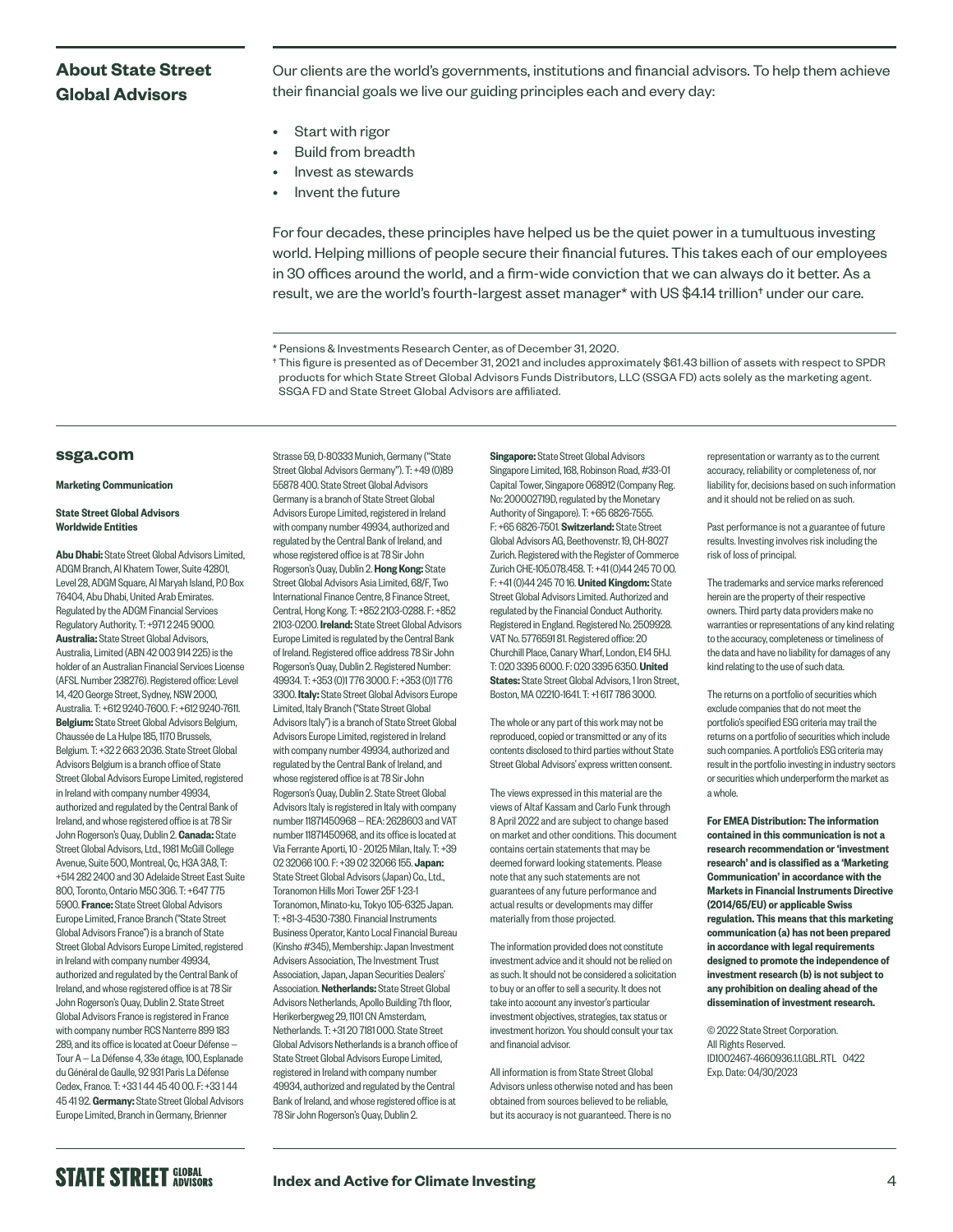## About State Street Global Advisors

Our clients are the world's governments, institutions and financial advisors. To help them achieve their financial goals we live our guiding principles each and every day:

- Start with rigor
- Build from breadth
- Invest as stewards
- Invent the future

For four decades, these principles have helped us be the quiet power in a tumultuous investing world. Helping millions of people secure their financial futures. This takes each of our employees in 30 offices around the world, and a firm-wide conviction that we can always do it better. As a result, we are the world's fourth-largest asset manager* with US $4.14 trillion† under our care.

\* Pensions & Investments Research Center, as of December 31, 2020.

† This figure is presented as of December 31, 2021 and includes approximately $61.43 billion of assets with respect to SPDR products for which State Street Global Advisors Funds Distributors, LLC (SSGA FD) acts solely as the marketing agent. SSGA FD and State Street Global Advisors are affiliated.

**ssga.com**

**Marketing Communication**

**State Street Global Advisors Worldwide Entities**

**Abu Dhabi:** State Street Global Advisors Limited, ADGM Branch, Al Khatem Tower, Suite 42801, Level 28, ADGM Square, Al Maryah Island, P.O Box 76404, Abu Dhabi, United Arab Emirates. Regulated by the ADGM Financial Services Regulatory Authority. T: +971 2 245 9000. **Australia:** State Street Global Advisors, Australia, Limited (ABN 42 003 914 225) is the holder of an Australian Financial Services License (AFSL Number 238276). Registered office: Level 14, 420 George Street, Sydney, NSW 2000, Australia. T: +612 9240-7600. F: +612 9240-7611. **Belgium:** State Street Global Advisors Belgium, Chaussée de La Hulpe 185, 1170 Brussels, Belgium. T: +32 2 663 2036. State Street Global Advisors Belgium is a branch office of State Street Global Advisors Europe Limited, registered in Ireland with company number 49934, authorized and regulated by the Central Bank of Ireland, and whose registered office is at 78 Sir John Rogerson's Quay, Dublin 2. **Canada:** State Street Global Advisors, Ltd., 1981 McGill College Avenue, Suite 500, Montreal, Qc, H3A 3A8, T: +514 282 2400 and 30 Adelaide Street East Suite 800, Toronto, Ontario M5C 3G6. T: +647 775 5900. **France:** State Street Global Advisors Europe Limited, France Branch ("State Street Global Advisors France") is a branch of State Street Global Advisors Europe Limited, registered in Ireland with company number 49934, authorized and regulated by the Central Bank of Ireland, and whose registered office is at 78 Sir John Rogerson's Quay, Dublin 2. State Street Global Advisors France is registered in France with company number RCS Nanterre 899 183 289, and its office is located at Coeur Défense — Tour A — La Défense 4, 33e étage, 100, Esplanade du Général de Gaulle, 92 931 Paris La Défense Cedex, France. T: +33 1 44 45 40 00. F: +33 1 44 45 41 92. **Germany:** State Street Global Advisors Europe Limited, Branch in Germany, Brienner Strasse 59, D-80333 Munich, Germany ("State Street Global Advisors Germany"). T: +49 (0)89 55878 400. State Street Global Advisors Germany is a branch of State Street Global Advisors Europe Limited, registered in Ireland with company number 49934, authorized and regulated by the Central Bank of Ireland, and whose registered office is at 78 Sir John Rogerson's Quay, Dublin 2. **Hong Kong:** State Street Global Advisors Asia Limited, 68/F, Two International Finance Centre, 8 Finance Street, Central, Hong Kong. T: +852 2103-0288. F: +852 2103-0200. **Ireland:** State Street Global Advisors Europe Limited is regulated by the Central Bank of Ireland. Registered office address 78 Sir John Rogerson's Quay, Dublin 2. Registered Number: 49934. T: +353 (0)1 776 3000. F: +353 (0)1 776 3300. **Italy:** State Street Global Advisors Europe Limited, Italy Branch ("State Street Global Advisors Italy") is a branch of State Street Global Advisors Europe Limited, registered in Ireland with company number 49934, authorized and regulated by the Central Bank of Ireland, and whose registered office is at 78 Sir John Rogerson's Quay, Dublin 2. State Street Global Advisors Italy is registered in Italy with company number 11871450968 — REA: 2628603 and VAT number 11871450968, and its office is located at Via Ferrante Aporti, 10 - 20125 Milan, Italy. T: +39 02 32066 100. F: +39 02 32066 155. **Japan:** State Street Global Advisors (Japan) Co., Ltd., Toranomon Hills Mori Tower 25F 1-23-1 Toranomon, Minato-ku, Tokyo 105-6325 Japan. T: +81-3-4530-7380. Financial Instruments Business Operator, Kanto Local Financial Bureau (Kinsho #345), Membership: Japan Investment Advisers Association, The Investment Trust Association, Japan, Japan Securities Dealers' Association. **Netherlands:** State Street Global Advisors Netherlands, Apollo Building 7th floor, Herikerbergweg 29, 1101 CN Amsterdam, Netherlands. T: +31 20 7181 000. State Street Global Advisors Netherlands is a branch office of State Street Global Advisors Europe Limited, registered in Ireland with company number 49934, authorized and regulated by the Central Bank of Ireland, and whose registered office is at 78 Sir John Rogerson's Quay, Dublin 2. **Singapore:** State Street Global Advisors Singapore Limited, 168, Robinson Road, #33-01 Capital Tower, Singapore 068912 (Company Reg. No: 200002719D, regulated by the Monetary Authority of Singapore). T: +65 6826-7555. F: +65 6826-7501. **Switzerland:** State Street Global Advisors AG, Beethovenstr. 19, CH-8027 Zurich. Registered with the Register of Commerce Zurich CHE-105.078.458. T: +41 (0)44 245 70 00. F: +41 (0)44 245 70 16. **United Kingdom:** State Street Global Advisors Limited. Authorized and regulated by the Financial Conduct Authority. Registered in England. Registered No. 2509928. VAT No. 5776591 81. Registered office: 20 Churchill Place, Canary Wharf, London, E14 5HJ. T: 020 3395 6000. F: 020 3395 6350. **United States:** State Street Global Advisors, 1 Iron Street, Boston, MA 02210-1641. T: +1 617 786 3000.

The whole or any part of this work may not be reproduced, copied or transmitted or any of its contents disclosed to third parties without State Street Global Advisors' express written consent.

The views expressed in this material are the views of Altaf Kassam and Carlo Funk through 8 April 2022 and are subject to change based on market and other conditions. This document contains certain statements that may be deemed forward looking statements. Please note that any such statements are not guarantees of any future performance and actual results or developments may differ materially from those projected.

The information provided does not constitute investment advice and it should not be relied on as such. It should not be considered a solicitation to buy or an offer to sell a security. It does not take into account any investor's particular investment objectives, strategies, tax status or investment horizon. You should consult your tax and financial advisor.

All information is from State Street Global Advisors unless otherwise noted and has been obtained from sources believed to be reliable, but its accuracy is not guaranteed. There is no representation or warranty as to the current accuracy, reliability or completeness of, nor liability for, decisions based on such information and it should not be relied on as such.

Past performance is not a guarantee of future results. Investing involves risk including the risk of loss of principal.

The trademarks and service marks referenced herein are the property of their respective owners. Third party data providers make no warranties or representations of any kind relating to the accuracy, completeness or timeliness of the data and have no liability for damages of any kind relating to the use of such data.

The returns on a portfolio of securities which exclude companies that do not meet the portfolio's specified ESG criteria may trail the returns on a portfolio of securities which include such companies. A portfolio's ESG criteria may result in the portfolio investing in industry sectors or securities which underperform the market as a whole.

**For EMEA Distribution: The information contained in this communication is not a research recommendation or 'investment research' and is classified as a 'Marketing Communication' in accordance with the Markets in Financial Instruments Directive (2014/65/EU) or applicable Swiss regulation. This means that this marketing communication (a) has not been prepared in accordance with legal requirements designed to promote the independence of investment research (b) is not subject to any prohibition on dealing ahead of the dissemination of investment research.**

© 2022 State Street Corporation.
All Rights Reserved.
ID1002467-4660936.1.1.GBL.RTL 0422
Exp. Date: 04/30/2023